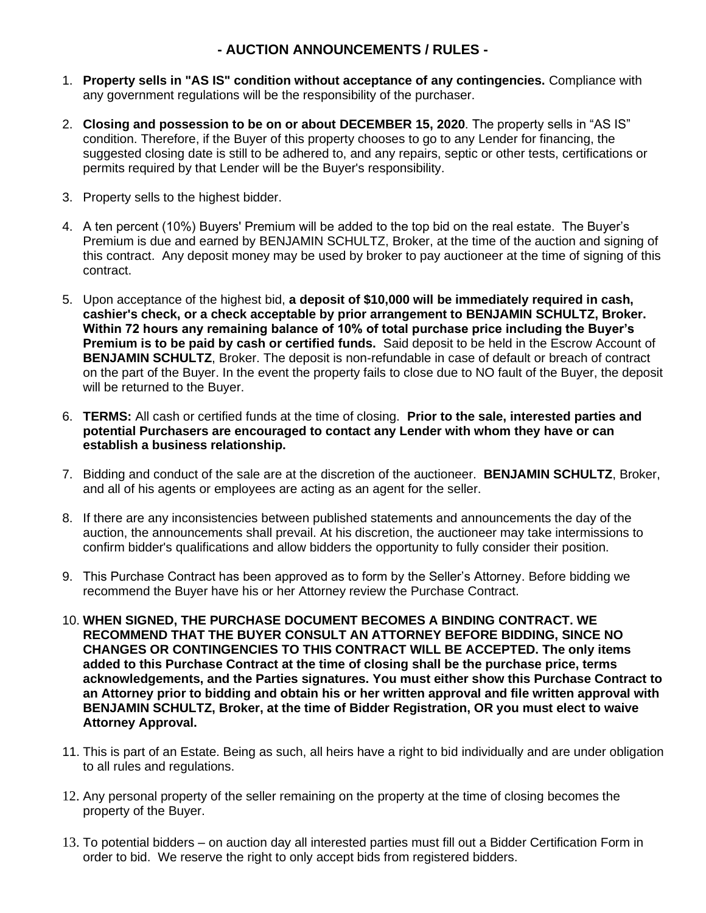## - AUCTION ANNOUNCEMENTS / RULES -

1. **Property sells in "AS IS" condition without acceptance of any contingencies.** Compliance with any government regulations will be the responsibility of the purchaser.

2. **Closing and possession to be on or about DECEMBER 15, 2020**. The property sells in "AS IS" condition. Therefore, if the Buyer of this property chooses to go to any Lender for financing, the suggested closing date is still to be adhered to, and any repairs, septic or other tests, certifications or permits required by that Lender will be the Buyer's responsibility.

3. Property sells to the highest bidder.

4. A ten percent (10%) Buyers' Premium will be added to the top bid on the real estate. The Buyer's Premium is due and earned by BENJAMIN SCHULTZ, Broker, at the time of the auction and signing of this contract. Any deposit money may be used by broker to pay auctioneer at the time of signing of this contract.

5. Upon acceptance of the highest bid, **a deposit of $10,000 will be immediately required in cash, cashier's check, or a check acceptable by prior arrangement to BENJAMIN SCHULTZ, Broker. Within 72 hours any remaining balance of 10% of total purchase price including the Buyer's Premium is to be paid by cash or certified funds.** Said deposit to be held in the Escrow Account of **BENJAMIN SCHULTZ**, Broker. The deposit is non-refundable in case of default or breach of contract on the part of the Buyer. In the event the property fails to close due to NO fault of the Buyer, the deposit will be returned to the Buyer.

6. **TERMS:** All cash or certified funds at the time of closing. **Prior to the sale, interested parties and potential Purchasers are encouraged to contact any Lender with whom they have or can establish a business relationship.**

7. Bidding and conduct of the sale are at the discretion of the auctioneer. **BENJAMIN SCHULTZ**, Broker, and all of his agents or employees are acting as an agent for the seller.

8. If there are any inconsistencies between published statements and announcements the day of the auction, the announcements shall prevail. At his discretion, the auctioneer may take intermissions to confirm bidder's qualifications and allow bidders the opportunity to fully consider their position.

9. This Purchase Contract has been approved as to form by the Seller's Attorney. Before bidding we recommend the Buyer have his or her Attorney review the Purchase Contract.

10. **WHEN SIGNED, THE PURCHASE DOCUMENT BECOMES A BINDING CONTRACT. WE RECOMMEND THAT THE BUYER CONSULT AN ATTORNEY BEFORE BIDDING, SINCE NO CHANGES OR CONTINGENCIES TO THIS CONTRACT WILL BE ACCEPTED. The only items added to this Purchase Contract at the time of closing shall be the purchase price, terms acknowledgements, and the Parties signatures. You must either show this Purchase Contract to an Attorney prior to bidding and obtain his or her written approval and file written approval with BENJAMIN SCHULTZ, Broker, at the time of Bidder Registration, OR you must elect to waive Attorney Approval.**

11. This is part of an Estate. Being as such, all heirs have a right to bid individually and are under obligation to all rules and regulations.

12. Any personal property of the seller remaining on the property at the time of closing becomes the property of the Buyer.

13. To potential bidders – on auction day all interested parties must fill out a Bidder Certification Form in order to bid. We reserve the right to only accept bids from registered bidders.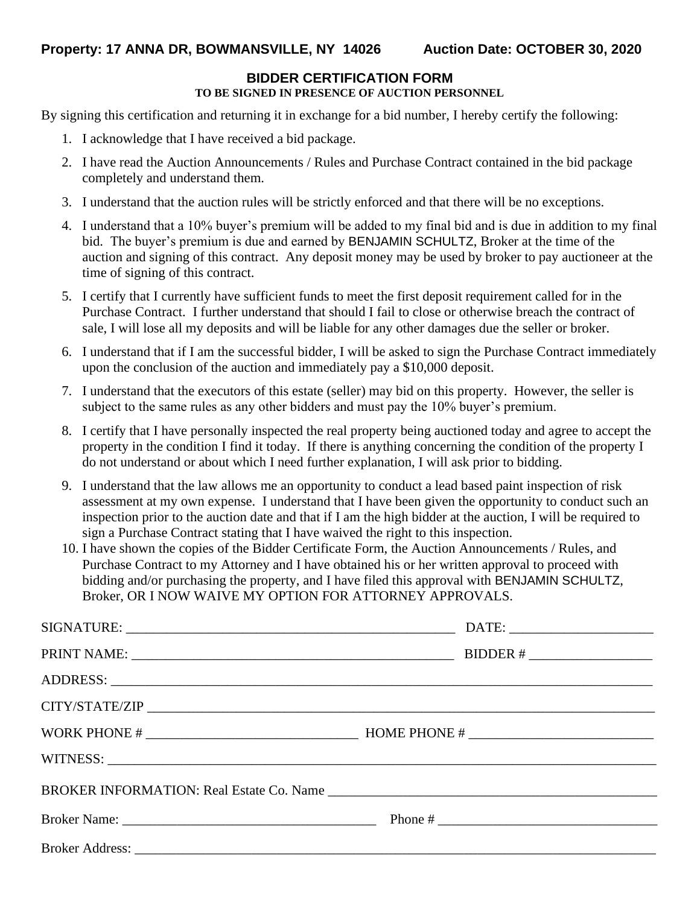**Property: 17 ANNA DR, BOWMANSVILLE, NY 14026 Auction Date: OCTOBER 30, 2020**

## BIDDER CERTIFICATION FORM

**TO BE SIGNED IN PRESENCE OF AUCTION PERSONNEL**

By signing this certification and returning it in exchange for a bid number, I hereby certify the following:

1. I acknowledge that I have received a bid package.
2. I have read the Auction Announcements / Rules and Purchase Contract contained in the bid package completely and understand them.
3. I understand that the auction rules will be strictly enforced and that there will be no exceptions.
4. I understand that a 10% buyer's premium will be added to my final bid and is due in addition to my final bid. The buyer's premium is due and earned by BENJAMIN SCHULTZ, Broker at the time of the auction and signing of this contract. Any deposit money may be used by broker to pay auctioneer at the time of signing of this contract.
5. I certify that I currently have sufficient funds to meet the first deposit requirement called for in the Purchase Contract. I further understand that should I fail to close or otherwise breach the contract of sale, I will lose all my deposits and will be liable for any other damages due the seller or broker.
6. I understand that if I am the successful bidder, I will be asked to sign the Purchase Contract immediately upon the conclusion of the auction and immediately pay a $10,000 deposit.
7. I understand that the executors of this estate (seller) may bid on this property. However, the seller is subject to the same rules as any other bidders and must pay the 10% buyer's premium.
8. I certify that I have personally inspected the real property being auctioned today and agree to accept the property in the condition I find it today. If there is anything concerning the condition of the property I do not understand or about which I need further explanation, I will ask prior to bidding.
9. I understand that the law allows me an opportunity to conduct a lead based paint inspection of risk assessment at my own expense. I understand that I have been given the opportunity to conduct such an inspection prior to the auction date and that if I am the high bidder at the auction, I will be required to sign a Purchase Contract stating that I have waived the right to this inspection.
10. I have shown the copies of the Bidder Certificate Form, the Auction Announcements / Rules, and Purchase Contract to my Attorney and I have obtained his or her written approval to proceed with bidding and/or purchasing the property, and I have filed this approval with BENJAMIN SCHULTZ, Broker, OR I NOW WAIVE MY OPTION FOR ATTORNEY APPROVALS.

SIGNATURE: ______________________________ DATE: ____________________

PRINT NAME: ______________________________ BIDDER # __________________

ADDRESS: ______________________________________________________________

CITY/STATE/ZIP __________________________________________________________

WORK PHONE # ____________________________ HOME PHONE # _________________________

WITNESS: ______________________________________________________________

BROKER INFORMATION: Real Estate Co. Name _____________________________________

Broker Name: ______________________________ Phone # ____________________________

Broker Address: __________________________________________________________